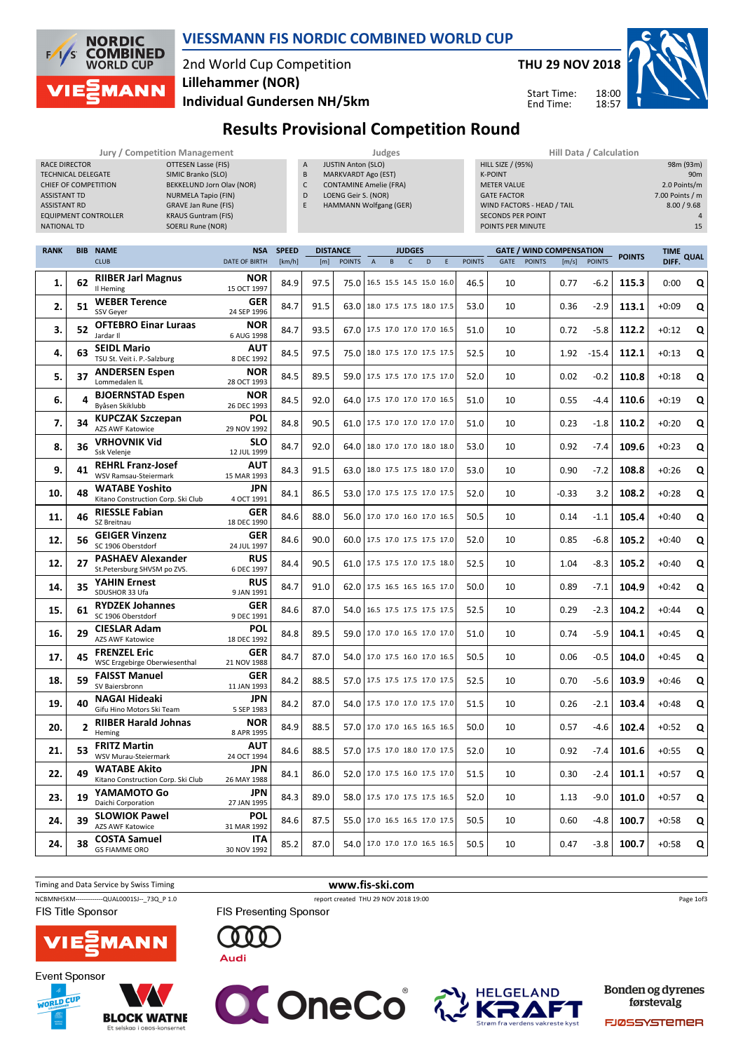# VIESSMANN FIS NORDIC COMBINED WORLD CUP

2nd World Cup Competition
**Lillehammer (NOR)**
**Individual Gundersen NH/5km**

**THU 29 NOV 2018**

Start Time: 18:00
End Time: 18:57

## Results Provisional Competition Round

| Jury / Competition Management | |
|---|---|
| RACE DIRECTOR | OTTESEN Lasse (FIS) |
| TECHNICAL DELEGATE | SIMIC Branko (SLO) |
| CHIEF OF COMPETITION | BEKKELUND Jorn Olav (NOR) |
| ASSISTANT TD | NURMELA Tapio (FIN) |
| ASSISTANT RD | GRAVE Jan Rune (FIS) |
| EQUIPMENT CONTROLLER | KRAUS Guntram (FIS) |
| NATIONAL TD | SOERLI Rune (NOR) |

| Judges | |
|---|---|
| A | JUSTIN Anton (SLO) |
| B | MARKVARDT Ago (EST) |
| C | CONTAMINE Amelie (FRA) |
| D | LOENG Geir S. (NOR) |
| E | HAMMANN Wolfgang (GER) |

| Hill Data / Calculation | |
|---|---|
| HILL SIZE / (95%) | 98m (93m) |
| K-POINT | 90m |
| METER VALUE | 2.0 Points/m |
| GATE FACTOR | 7.00 Points / m |
| WIND FACTORS - HEAD / TAIL | 8.00 / 9.68 |
| SECONDS PER POINT | 4 |
| POINTS PER MINUTE | 15 |

| RANK | BIB | NAME / CLUB | NSA / DATE OF BIRTH | SPEED [km/h] | DISTANCE [m] | DISTANCE POINTS | A | B | C | D | E | JUDGES POINTS | GATE | GATE POINTS | WIND [m/s] | WIND POINTS | POINTS | TIME DIFF. | QUAL |
|---|---|---|---|---|---|---|---|---|---|---|---|---|---|---|---|---|---|---|---|
| 1. | 62 | **RIIBER Jarl Magnus** Il Heming | NOR 15 OCT 1997 | 84.9 | 97.5 | 75.0 | 16.5 | 15.5 | 14.5 | 15.0 | 16.0 | 46.5 | 10 | | 0.77 | -6.2 | **115.3** | 0:00 | Q |
| 2. | 51 | **WEBER Terence** SSV Geyer | GER 24 SEP 1996 | 84.7 | 91.5 | 63.0 | 18.0 | 17.5 | 17.5 | 18.0 | 17.5 | 53.0 | 10 | | 0.36 | -2.9 | **113.1** | +0:09 | Q |
| 3. | 52 | **OFTEBRO Einar Luraas** Jardar Il | NOR 6 AUG 1998 | 84.7 | 93.5 | 67.0 | 17.5 | 17.0 | 17.0 | 17.0 | 16.5 | 51.0 | 10 | | 0.72 | -5.8 | **112.2** | +0:12 | Q |
| 4. | 63 | **SEIDL Mario** TSU St. Veit i. P.-Salzburg | AUT 8 DEC 1992 | 84.5 | 97.5 | 75.0 | 18.0 | 17.5 | 17.0 | 17.5 | 17.5 | 52.5 | 10 | | 1.92 | -15.4 | **112.1** | +0:13 | Q |
| 5. | 37 | **ANDERSEN Espen** Lommedalen IL | NOR 28 OCT 1993 | 84.5 | 89.5 | 59.0 | 17.5 | 17.5 | 17.0 | 17.5 | 17.0 | 52.0 | 10 | | 0.02 | -0.2 | **110.8** | +0:18 | Q |
| 6. | 4 | **BJOERNSTAD Espen** Byåsen Skiklubb | NOR 26 DEC 1993 | 84.5 | 92.0 | 64.0 | 17.5 | 17.0 | 17.0 | 17.0 | 16.5 | 51.0 | 10 | | 0.55 | -4.4 | **110.6** | +0:19 | Q |
| 7. | 34 | **KUPCZAK Szczepan** AZS AWF Katowice | POL 29 NOV 1992 | 84.8 | 90.5 | 61.0 | 17.5 | 17.0 | 17.0 | 17.0 | 17.0 | 51.0 | 10 | | 0.23 | -1.8 | **110.2** | +0:20 | Q |
| 8. | 36 | **VRHOVNIK Vid** Ssk Velenje | SLO 12 JUL 1999 | 84.7 | 92.0 | 64.0 | 18.0 | 17.0 | 17.0 | 18.0 | 18.0 | 53.0 | 10 | | 0.92 | -7.4 | **109.6** | +0:23 | Q |
| 9. | 41 | **REHRL Franz-Josef** WSV Ramsau-Steiermark | AUT 15 MAR 1993 | 84.3 | 91.5 | 63.0 | 18.0 | 17.5 | 17.5 | 18.0 | 17.0 | 53.0 | 10 | | 0.90 | -7.2 | **108.8** | +0:26 | Q |
| 10. | 48 | **WATABE Yoshito** Kitano Construction Corp. Ski Club | JPN 4 OCT 1991 | 84.1 | 86.5 | 53.0 | 17.0 | 17.5 | 17.5 | 17.0 | 17.5 | 52.0 | 10 | | -0.33 | 3.2 | **108.2** | +0:28 | Q |
| 11. | 46 | **RIESSLE Fabian** SZ Breitnau | GER 18 DEC 1990 | 84.6 | 88.0 | 56.0 | 17.0 | 17.0 | 16.0 | 17.0 | 16.5 | 50.5 | 10 | | 0.14 | -1.1 | **105.4** | +0:40 | Q |
| 12. | 56 | **GEIGER Vinzenz** SC 1906 Oberstdorf | GER 24 JUL 1997 | 84.6 | 90.0 | 60.0 | 17.5 | 17.0 | 17.5 | 17.5 | 17.0 | 52.0 | 10 | | 0.85 | -6.8 | **105.2** | +0:40 | Q |
| 12. | 27 | **PASHAEV Alexander** St.Petersburg SHVSM po ZVS. | RUS 6 DEC 1997 | 84.4 | 90.5 | 61.0 | 17.5 | 17.5 | 17.0 | 17.5 | 18.0 | 52.5 | 10 | | 1.04 | -8.3 | **105.2** | +0:40 | Q |
| 14. | 35 | **YAHIN Ernest** SDUSHOR 33 Ufa | RUS 9 JAN 1991 | 84.7 | 91.0 | 62.0 | 17.5 | 16.5 | 16.5 | 16.5 | 17.0 | 50.0 | 10 | | 0.89 | -7.1 | **104.9** | +0:42 | Q |
| 15. | 61 | **RYDZEK Johannes** SC 1906 Oberstdorf | GER 9 DEC 1991 | 84.6 | 87.0 | 54.0 | 16.5 | 17.5 | 17.5 | 17.5 | 17.5 | 52.5 | 10 | | 0.29 | -2.3 | **104.2** | +0:44 | Q |
| 16. | 29 | **CIESLAR Adam** AZS AWF Katowice | POL 18 DEC 1992 | 84.8 | 89.5 | 59.0 | 17.0 | 17.0 | 16.5 | 17.0 | 17.0 | 51.0 | 10 | | 0.74 | -5.9 | **104.1** | +0:45 | Q |
| 17. | 45 | **FRENZEL Eric** WSC Erzgebirge Oberwiesenthal | GER 21 NOV 1988 | 84.7 | 87.0 | 54.0 | 17.0 | 17.5 | 16.0 | 17.0 | 16.5 | 50.5 | 10 | | 0.06 | -0.5 | **104.0** | +0:45 | Q |
| 18. | 59 | **FAISST Manuel** SV Baiersbronn | GER 11 JAN 1993 | 84.2 | 88.5 | 57.0 | 17.5 | 17.5 | 17.5 | 17.0 | 17.5 | 52.5 | 10 | | 0.70 | -5.6 | **103.9** | +0:46 | Q |
| 19. | 40 | **NAGAI Hideaki** Gifu Hino Motors Ski Team | JPN 5 SEP 1983 | 84.2 | 87.0 | 54.0 | 17.5 | 17.0 | 17.0 | 17.5 | 17.0 | 51.5 | 10 | | 0.26 | -2.1 | **103.4** | +0:48 | Q |
| 20. | 2 | **RIIBER Harald Johnas** Heming | NOR 8 APR 1995 | 84.9 | 88.5 | 57.0 | 17.0 | 17.0 | 16.5 | 16.5 | 16.5 | 50.0 | 10 | | 0.57 | -4.6 | **102.4** | +0:52 | Q |
| 21. | 53 | **FRITZ Martin** WSV Murau-Steiermark | AUT 24 OCT 1994 | 84.6 | 88.5 | 57.0 | 17.5 | 17.0 | 18.0 | 17.0 | 17.5 | 52.0 | 10 | | 0.92 | -7.4 | **101.6** | +0:55 | Q |
| 22. | 49 | **WATABE Akito** Kitano Construction Corp. Ski Club | JPN 26 MAY 1988 | 84.1 | 86.0 | 52.0 | 17.0 | 17.5 | 16.0 | 17.5 | 17.0 | 51.5 | 10 | | 0.30 | -2.4 | **101.1** | +0:57 | Q |
| 23. | 19 | **YAMAMOTO Go** Daichi Corporation | JPN 27 JAN 1995 | 84.3 | 89.0 | 58.0 | 17.5 | 17.0 | 17.5 | 17.5 | 16.5 | 52.0 | 10 | | 1.13 | -9.0 | **101.0** | +0:57 | Q |
| 24. | 39 | **SLOWIOK Pawel** AZS AWF Katowice | POL 31 MAR 1992 | 84.6 | 87.5 | 55.0 | 17.0 | 16.5 | 16.5 | 17.0 | 17.5 | 50.5 | 10 | | 0.60 | -4.8 | **100.7** | +0:58 | Q |
| 24. | 38 | **COSTA Samuel** GS FIAMME ORO | ITA 30 NOV 1992 | 85.2 | 87.0 | 54.0 | 17.0 | 17.0 | 17.0 | 16.5 | 16.5 | 50.5 | 10 | | 0.47 | -3.8 | **100.7** | +0:58 | Q |

Timing and Data Service by Swiss Timing

www.fis-ski.com

NCBMNH5KM------------QUAL0001SJ--_73Q_P 1.0 report created THU 29 NOV 2018 19:00

FIS Title Sponsor: VIESSMANN
FIS Presenting Sponsor: Audi
Event Sponsor: World Cup Lillehammer, Block Watne (Et selskap i OBOS-konsernet), OneCo, Helgeland Kraft (Strøm fra verdens vakreste kyst), Bonden og dyrenes førstevalg Fjøssystemer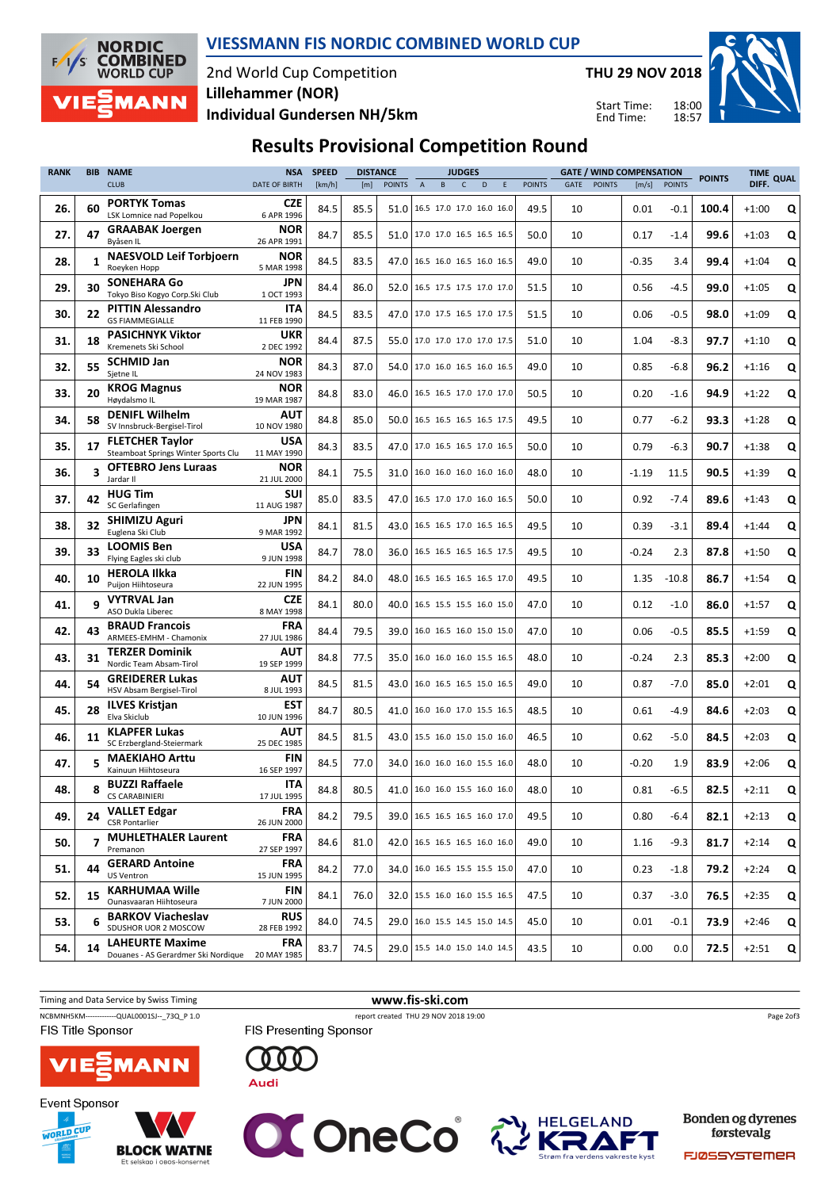# VIESSMANN FIS NORDIC COMBINED WORLD CUP

2nd World Cup Competition
Lillehammer (NOR)
Individual Gundersen NH/5km

THU 29 NOV 2018

Start Time: 18:00
End Time: 18:57

## Results Provisional Competition Round

| RANK | BIB | NAME / CLUB | NSA / DATE OF BIRTH | SPEED [km/h] | DISTANCE [m] | DISTANCE POINTS | JUDGES A | B | C | D | E | JUDGES POINTS | GATE | GATE POINTS | WIND [m/s] | WIND POINTS | POINTS | TIME DIFF. | QUAL |
|---|---|---|---|---|---|---|---|---|---|---|---|---|---|---|---|---|---|---|---|
| 26. | 60 | **PORTYK Tomas** LSK Lomnice nad Popelkou | CZE 6 APR 1996 | 84.5 | 85.5 | 51.0 | 16.5 | 17.0 | 17.0 | 16.0 | 16.0 | 49.5 | 10 | | 0.01 | -0.1 | 100.4 | +1:00 | Q |
| 27. | 47 | **GRAABAK Joergen** Byåsen IL | NOR 26 APR 1991 | 84.7 | 85.5 | 51.0 | 17.0 | 17.0 | 16.5 | 16.5 | 16.5 | 50.0 | 10 | | 0.17 | -1.4 | 99.6 | +1:03 | Q |
| 28. | 1 | **NAESVOLD Leif Torbjoern** Roeyken Hopp | NOR 5 MAR 1998 | 84.5 | 83.5 | 47.0 | 16.5 | 16.0 | 16.5 | 16.0 | 16.5 | 49.0 | 10 | | -0.35 | 3.4 | 99.4 | +1:04 | Q |
| 29. | 30 | **SONEHARA Go** Tokyo Biso Kogyo Corp.Ski Club | JPN 1 OCT 1993 | 84.4 | 86.0 | 52.0 | 16.5 | 17.5 | 17.5 | 17.0 | 17.0 | 51.5 | 10 | | 0.56 | -4.5 | 99.0 | +1:05 | Q |
| 30. | 22 | **PITTIN Alessandro** GS FIAMMEGIALLE | ITA 11 FEB 1990 | 84.5 | 83.5 | 47.0 | 17.0 | 17.5 | 16.5 | 17.0 | 17.5 | 51.5 | 10 | | 0.06 | -0.5 | 98.0 | +1:09 | Q |
| 31. | 18 | **PASICHNYK Viktor** Kremenets Ski School | UKR 2 DEC 1992 | 84.4 | 87.5 | 55.0 | 17.0 | 17.0 | 17.0 | 17.0 | 17.5 | 51.0 | 10 | | 1.04 | -8.3 | 97.7 | +1:10 | Q |
| 32. | 55 | **SCHMID Jan** Sjetne IL | NOR 24 NOV 1983 | 84.3 | 87.0 | 54.0 | 17.0 | 16.0 | 16.5 | 16.0 | 16.5 | 49.0 | 10 | | 0.85 | -6.8 | 96.2 | +1:16 | Q |
| 33. | 20 | **KROG Magnus** Høydalsmo IL | NOR 19 MAR 1987 | 84.8 | 83.0 | 46.0 | 16.5 | 16.5 | 17.0 | 17.0 | 17.0 | 50.5 | 10 | | 0.20 | -1.6 | 94.9 | +1:22 | Q |
| 34. | 58 | **DENIFL Wilhelm** SV Innsbruck-Bergisel-Tirol | AUT 10 NOV 1980 | 84.8 | 85.0 | 50.0 | 16.5 | 16.5 | 16.5 | 16.5 | 17.5 | 49.5 | 10 | | 0.77 | -6.2 | 93.3 | +1:28 | Q |
| 35. | 17 | **FLETCHER Taylor** Steamboat Springs Winter Sports Clu | USA 11 MAY 1990 | 84.3 | 83.5 | 47.0 | 17.0 | 16.5 | 16.5 | 17.0 | 16.5 | 50.0 | 10 | | 0.79 | -6.3 | 90.7 | +1:38 | Q |
| 36. | 3 | **OFTEBRO Jens Luraas** Jardar Il | NOR 21 JUL 2000 | 84.1 | 75.5 | 31.0 | 16.0 | 16.0 | 16.0 | 16.0 | 16.0 | 48.0 | 10 | | -1.19 | 11.5 | 90.5 | +1:39 | Q |
| 37. | 42 | **HUG Tim** SC Gerlafingen | SUI 11 AUG 1987 | 85.0 | 83.5 | 47.0 | 16.5 | 17.0 | 17.0 | 16.0 | 16.5 | 50.0 | 10 | | 0.92 | -7.4 | 89.6 | +1:43 | Q |
| 38. | 32 | **SHIMIZU Aguri** Euglena Ski Club | JPN 9 MAR 1992 | 84.1 | 81.5 | 43.0 | 16.5 | 16.5 | 17.0 | 16.5 | 16.5 | 49.5 | 10 | | 0.39 | -3.1 | 89.4 | +1:44 | Q |
| 39. | 33 | **LOOMIS Ben** Flying Eagles ski club | USA 9 JUN 1998 | 84.7 | 78.0 | 36.0 | 16.5 | 16.5 | 16.5 | 16.5 | 17.5 | 49.5 | 10 | | -0.24 | 2.3 | 87.8 | +1:50 | Q |
| 40. | 10 | **HEROLA Ilkka** Puijon Hiihtoseura | FIN 22 JUN 1995 | 84.2 | 84.0 | 48.0 | 16.5 | 16.5 | 16.5 | 16.5 | 17.0 | 49.5 | 10 | | 1.35 | -10.8 | 86.7 | +1:54 | Q |
| 41. | 9 | **VYTRVAL Jan** ASO Dukla Liberec | CZE 8 MAY 1998 | 84.1 | 80.0 | 40.0 | 16.5 | 15.5 | 15.5 | 16.0 | 15.0 | 47.0 | 10 | | 0.12 | -1.0 | 86.0 | +1:57 | Q |
| 42. | 43 | **BRAUD Francois** ARMEES-EMHM - Chamonix | FRA 27 JUL 1986 | 84.4 | 79.5 | 39.0 | 16.0 | 16.5 | 16.0 | 15.0 | 15.0 | 47.0 | 10 | | 0.06 | -0.5 | 85.5 | +1:59 | Q |
| 43. | 31 | **TERZER Dominik** Nordic Team Absam-Tirol | AUT 19 SEP 1999 | 84.8 | 77.5 | 35.0 | 16.0 | 16.0 | 16.0 | 15.5 | 16.5 | 48.0 | 10 | | -0.24 | 2.3 | 85.3 | +2:00 | Q |
| 44. | 54 | **GREIDERER Lukas** HSV Absam Bergisel-Tirol | AUT 8 JUL 1993 | 84.5 | 81.5 | 43.0 | 16.0 | 16.5 | 16.5 | 15.0 | 16.5 | 49.0 | 10 | | 0.87 | -7.0 | 85.0 | +2:01 | Q |
| 45. | 28 | **ILVES Kristjan** Elva Skiclub | EST 10 JUN 1996 | 84.7 | 80.5 | 41.0 | 16.0 | 16.0 | 17.0 | 15.5 | 16.5 | 48.5 | 10 | | 0.61 | -4.9 | 84.6 | +2:03 | Q |
| 46. | 11 | **KLAPFER Lukas** SC Erzbergland-Steiermark | AUT 25 DEC 1985 | 84.5 | 81.5 | 43.0 | 15.5 | 16.0 | 15.0 | 15.0 | 16.0 | 46.5 | 10 | | 0.62 | -5.0 | 84.5 | +2:03 | Q |
| 47. | 5 | **MAEKIAHO Arttu** Kainuun Hiihtoseura | FIN 16 SEP 1997 | 84.5 | 77.0 | 34.0 | 16.0 | 16.0 | 16.0 | 15.5 | 16.0 | 48.0 | 10 | | -0.20 | 1.9 | 83.9 | +2:06 | Q |
| 48. | 8 | **BUZZI Raffaele** CS CARABINIERI | ITA 17 JUL 1995 | 84.8 | 80.5 | 41.0 | 16.0 | 16.0 | 15.5 | 16.0 | 16.0 | 48.0 | 10 | | 0.81 | -6.5 | 82.5 | +2:11 | Q |
| 49. | 24 | **VALLET Edgar** CSR Pontarlier | FRA 26 JUN 2000 | 84.2 | 79.5 | 39.0 | 16.5 | 16.5 | 16.5 | 16.0 | 17.0 | 49.5 | 10 | | 0.80 | -6.4 | 82.1 | +2:13 | Q |
| 50. | 7 | **MUHLETHALER Laurent** Premanon | FRA 27 SEP 1997 | 84.6 | 81.0 | 42.0 | 16.5 | 16.5 | 16.5 | 16.0 | 16.0 | 49.0 | 10 | | 1.16 | -9.3 | 81.7 | +2:14 | Q |
| 51. | 44 | **GERARD Antoine** US Ventron | FRA 15 JUN 1995 | 84.2 | 77.0 | 34.0 | 16.0 | 16.5 | 15.5 | 15.5 | 15.0 | 47.0 | 10 | | 0.23 | -1.8 | 79.2 | +2:24 | Q |
| 52. | 15 | **KARHUMAA Wille** Ounasvaaran Hiihtoseura | FIN 7 JUN 2000 | 84.1 | 76.0 | 32.0 | 15.5 | 16.0 | 16.0 | 15.5 | 16.5 | 47.5 | 10 | | 0.37 | -3.0 | 76.5 | +2:35 | Q |
| 53. | 6 | **BARKOV Viacheslav** SDUSHOR UOR 2 MOSCOW | RUS 28 FEB 1992 | 84.0 | 74.5 | 29.0 | 16.0 | 15.5 | 14.5 | 15.0 | 14.5 | 45.0 | 10 | | 0.01 | -0.1 | 73.9 | +2:46 | Q |
| 54. | 14 | **LAHEURTE Maxime** Douanes - AS Gerardmer Ski Nordique | FRA 20 MAY 1985 | 83.7 | 74.5 | 29.0 | 15.5 | 14.0 | 15.0 | 14.0 | 14.5 | 43.5 | 10 | | 0.00 | 0.0 | 72.5 | +2:51 | Q |

Timing and Data Service by Swiss Timing

www.fis-ski.com

NCBMNH5KM------------QUAL0001SJ--_73Q_P 1.0

report created THU 29 NOV 2018 19:00

FIS Title Sponsor: VIESSMANN

FIS Presenting Sponsor: Audi

Event Sponsor: BLOCK WATNE, OneCo, HELGELAND KRAFT, Bonden og dyrenes førstevalg FJØSSYSTEMER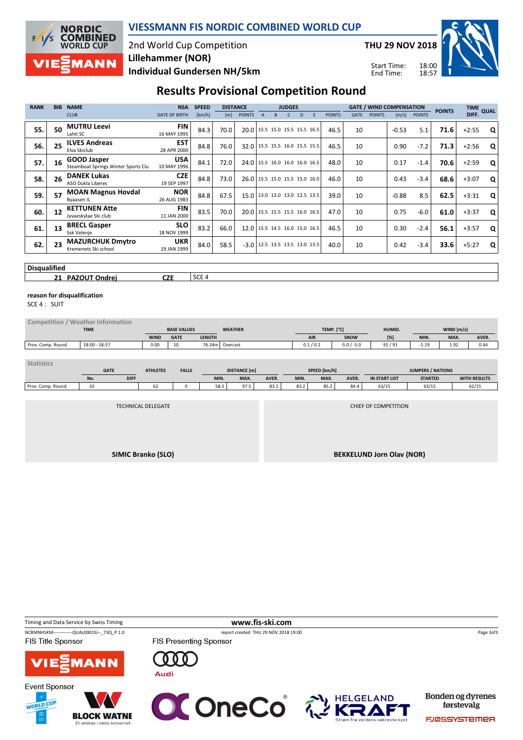# VIESSMANN FIS NORDIC COMBINED WORLD CUP

2nd World Cup Competition
**Lillehammer (NOR)**
**Individual Gundersen NH/5km**

**THU 29 NOV 2018**

Start Time: 18:00
End Time: 18:57

## Results Provisional Competition Round

| RANK | BIB | NAME / CLUB | NSA / DATE OF BIRTH | SPEED [km/h] | DISTANCE [m] | DISTANCE POINTS | JUDGES A | B | C | D | E | JUDGES POINTS | GATE | GATE POINTS | WIND [m/s] | WIND POINTS | POINTS | TIME DIFF. | QUAL |
|---|---|---|---|---|---|---|---|---|---|---|---|---|---|---|---|---|---|---|---|
| 55. | 50 | **MUTRU Leevi** Lahti SC | **FIN** 16 MAY 1995 | 84.3 | 70.0 | 20.0 | 15.5 | 15.0 | 15.5 | 15.5 | 16.5 | 46.5 | 10 | | -0.53 | 5.1 | **71.6** | +2:55 | **Q** |
| 56. | 25 | **ILVES Andreas** Elva Skiclub | **EST** 28 APR 2000 | 84.8 | 76.0 | 32.0 | 15.5 | 15.5 | 16.0 | 15.5 | 15.5 | 46.5 | 10 | | 0.90 | -7.2 | **71.3** | +2:56 | **Q** |
| 57. | 16 | **GOOD Jasper** Steamboat Springs Winter Sports Clu | **USA** 10 MAY 1996 | 84.1 | 72.0 | 24.0 | 15.5 | 16.0 | 16.0 | 16.0 | 16.5 | 48.0 | 10 | | 0.17 | -1.4 | **70.6** | +2:59 | **Q** |
| 58. | 26 | **DANEK Lukas** ASO Dukla Liberec | **CZE** 19 SEP 1997 | 84.8 | 73.0 | 26.0 | 15.5 | 15.0 | 15.5 | 15.0 | 16.0 | 46.0 | 10 | | 0.43 | -3.4 | **68.6** | +3:07 | **Q** |
| 59. | 57 | **MOAN Magnus Hovdal** Byaasen IL | **NOR** 26 AUG 1983 | 84.8 | 67.5 | 15.0 | 13.0 | 13.0 | 13.0 | 12.5 | 13.5 | 39.0 | 10 | | -0.88 | 8.5 | **62.5** | +3:31 | **Q** |
| 60. | 12 | **KETTUNEN Atte** Jyvaeskylae Ski club | **FIN** 11 JAN 2000 | 83.5 | 70.0 | 20.0 | 15.5 | 15.5 | 15.5 | 16.0 | 16.5 | 47.0 | 10 | | 0.75 | -6.0 | **61.0** | +3:37 | **Q** |
| 61. | 13 | **BRECL Gasper** Ssk Velenje | **SLO** 18 NOV 1999 | 83.2 | 66.0 | 12.0 | 15.5 | 14.5 | 16.0 | 15.0 | 16.5 | 46.5 | 10 | | 0.30 | -2.4 | **56.1** | +3:57 | **Q** |
| 62. | 23 | **MAZURCHUK Dmytro** Kremenets Ski school | **UKR** 19 JAN 1999 | 84.0 | 58.5 | -3.0 | 12.5 | 13.5 | 13.5 | 13.0 | 13.5 | 40.0 | 10 | | 0.42 | -3.4 | **33.6** | +5:27 | **Q** |

**Disqualified**

| BIB | NAME | NSA | REASON |
|---|---|---|---|
| 21 | **PAZOUT Ondrej** | **CZE** | SCE 4 |

**reason for disqualification**

SCE 4 : SUIT

**Competition / Weather Information**

| | TIME | BASE VALUES WIND | GATE | LENGTH | WEATHER | TEMP. [°C] AIR | SNOW | HUMID. [%] | WIND [m/s] MIN. | MAX. | AVER. |
|---|---|---|---|---|---|---|---|---|---|---|---|
| Prov. Comp. Round | 18:00 - 18:57 | 0.00 | 10 | 76.24m | Overcast | 0.1 / 0.2 | -5.0 / -5.0 | 91 / 91 | -1.19 | 1.92 | 0.44 |

**Statistics**

| | GATE No. | DIFF | ATHLETES | FALLS | DISTANCE [m] MIN. | MAX. | AVER. | SPEED [km/h] MIN. | MAX. | AVER. | JUMPERS / NATIONS IN START LIST | STARTED | WITH RESULTS |
|---|---|---|---|---|---|---|---|---|---|---|---|---|---|
| Prov. Comp. Round | 10 | | 62 | 0 | 58.5 | 97.5 | 83.1 | 83.2 | 85.2 | 84.4 | 63/15 | 63/15 | 62/15 |

TECHNICAL DELEGATE

**SIMIC Branko (SLO)**

CHIEF OF COMPETITION

**BEKKELUND Jorn Olav (NOR)**

Timing and Data Service by Swiss Timing

**www.fis-ski.com**

NCBMNH5KM------------QUAL0001SJ--_73Q_P 1.0

report created THU 29 NOV 2018 19:00

FIS Title Sponsor

FIS Presenting Sponsor

Event Sponsor